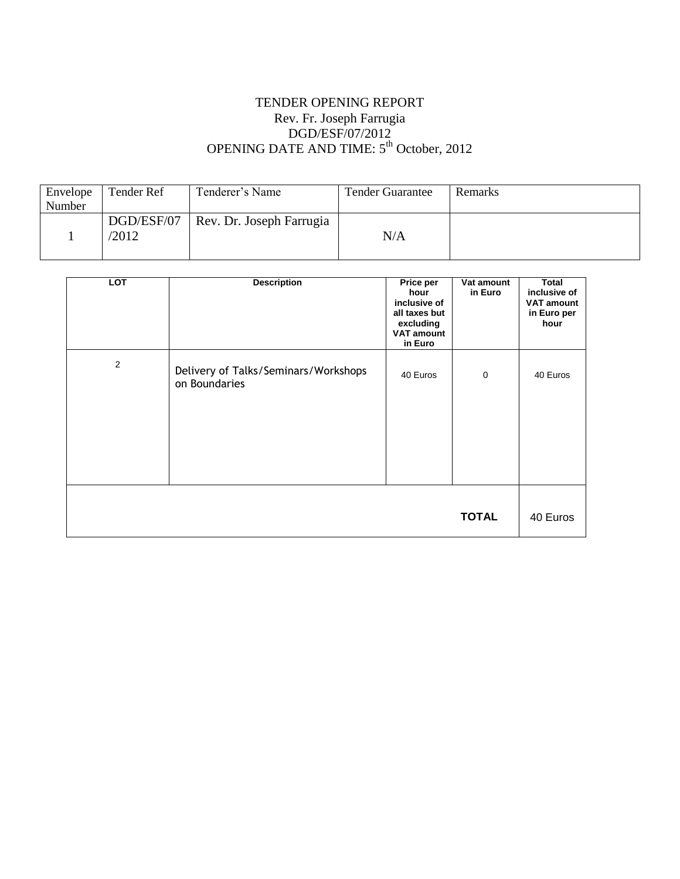TENDER OPENING REPORT
Rev. Fr. Joseph Farrugia
DGD/ESF/07/2012
OPENING DATE AND TIME: 5th October, 2012

| Envelope Number | Tender Ref | Tenderer's Name | Tender Guarantee | Remarks |
|---|---|---|---|---|
| 1 | DGD/ESF/07 /2012 | Rev. Dr. Joseph Farrugia | N/A | |

| LOT | Description | Price per hour inclusive of all taxes but excluding VAT amount in Euro | Vat amount in Euro | Total inclusive of VAT amount in Euro per hour |
|---|---|---|---|---|
| 2 | Delivery of Talks/Seminars/Workshops on Boundaries | 40 Euros | 0 | 40 Euros |
| | | | **TOTAL** | 40 Euros |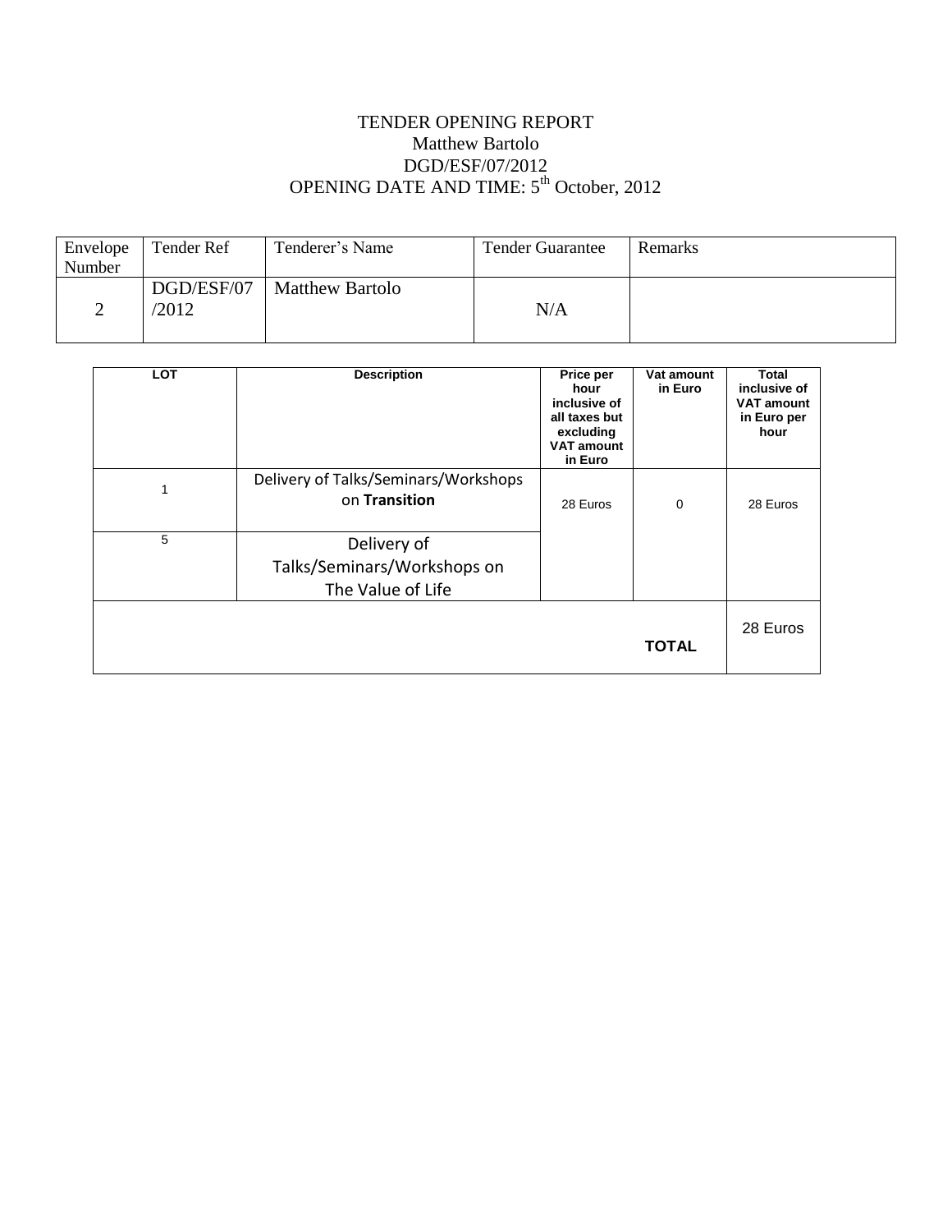TENDER OPENING REPORT
Matthew Bartolo
DGD/ESF/07/2012
OPENING DATE AND TIME: 5th October, 2012

| Envelope Number | Tender Ref | Tenderer's Name | Tender Guarantee | Remarks |
|---|---|---|---|---|
| 2 | DGD/ESF/07 /2012 | Matthew Bartolo | N/A | |

| LOT | Description | Price per hour inclusive of all taxes but excluding VAT amount in Euro | Vat amount in Euro | Total inclusive of VAT amount in Euro per hour |
|---|---|---|---|---|
| 1 | Delivery of Talks/Seminars/Workshops on **Transition** | 28 Euros | 0 | 28 Euros |
| 5 | Delivery of Talks/Seminars/Workshops on The Value of Life | | | |
| | | | **TOTAL** | 28 Euros |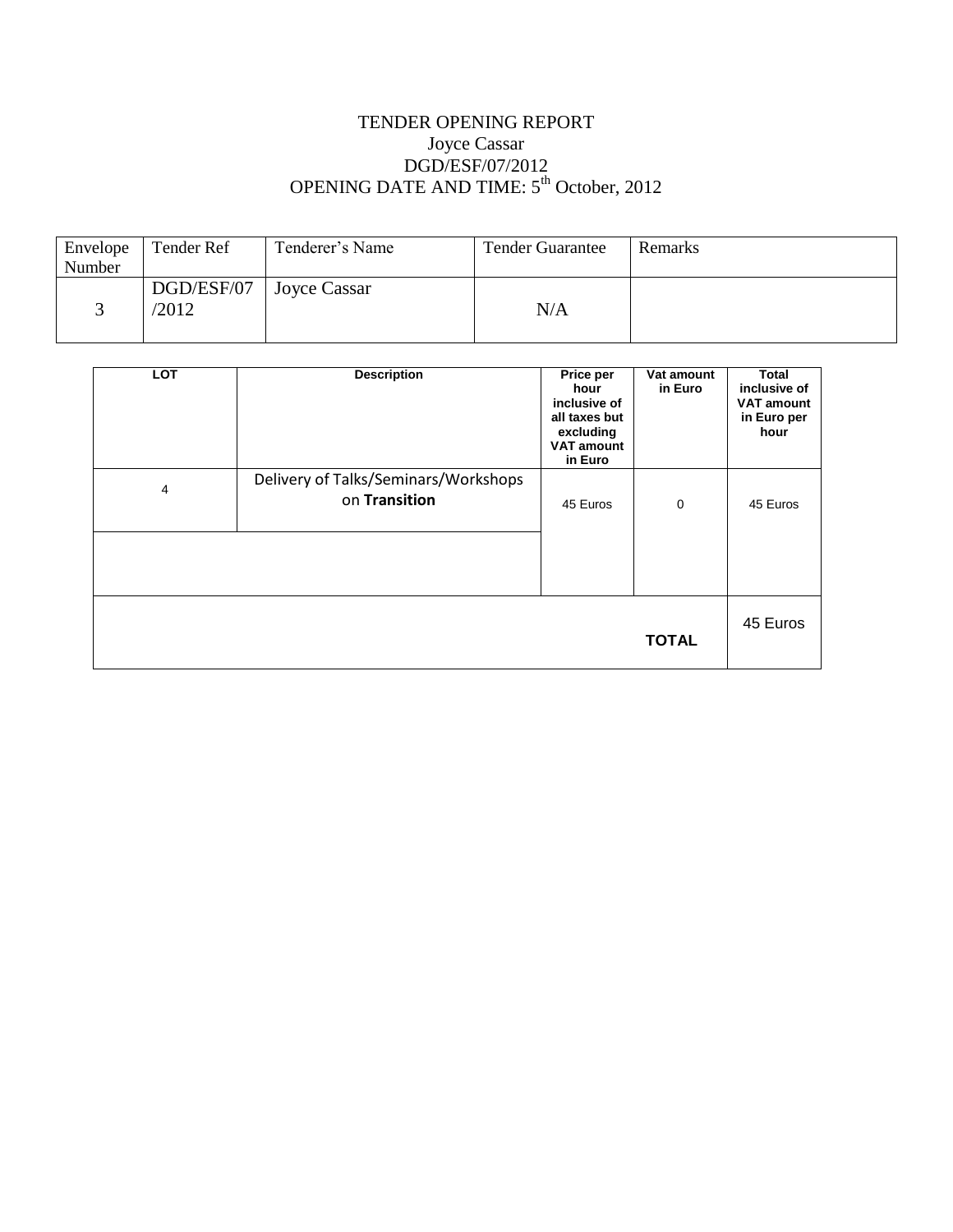TENDER OPENING REPORT
Joyce Cassar
DGD/ESF/07/2012
OPENING DATE AND TIME: 5th October, 2012

| Envelope Number | Tender Ref | Tenderer's Name | Tender Guarantee | Remarks |
|---|---|---|---|---|
| 3 | DGD/ESF/07/2012 | Joyce Cassar | N/A | |

| LOT | Description | Price per hour inclusive of all taxes but excluding VAT amount in Euro | Vat amount in Euro | Total inclusive of VAT amount in Euro per hour |
|---|---|---|---|---|
| 4 | Delivery of Talks/Seminars/Workshops on **Transition** | 45 Euros | 0 | 45 Euros |
| | | | | |
| | | | **TOTAL** | 45 Euros |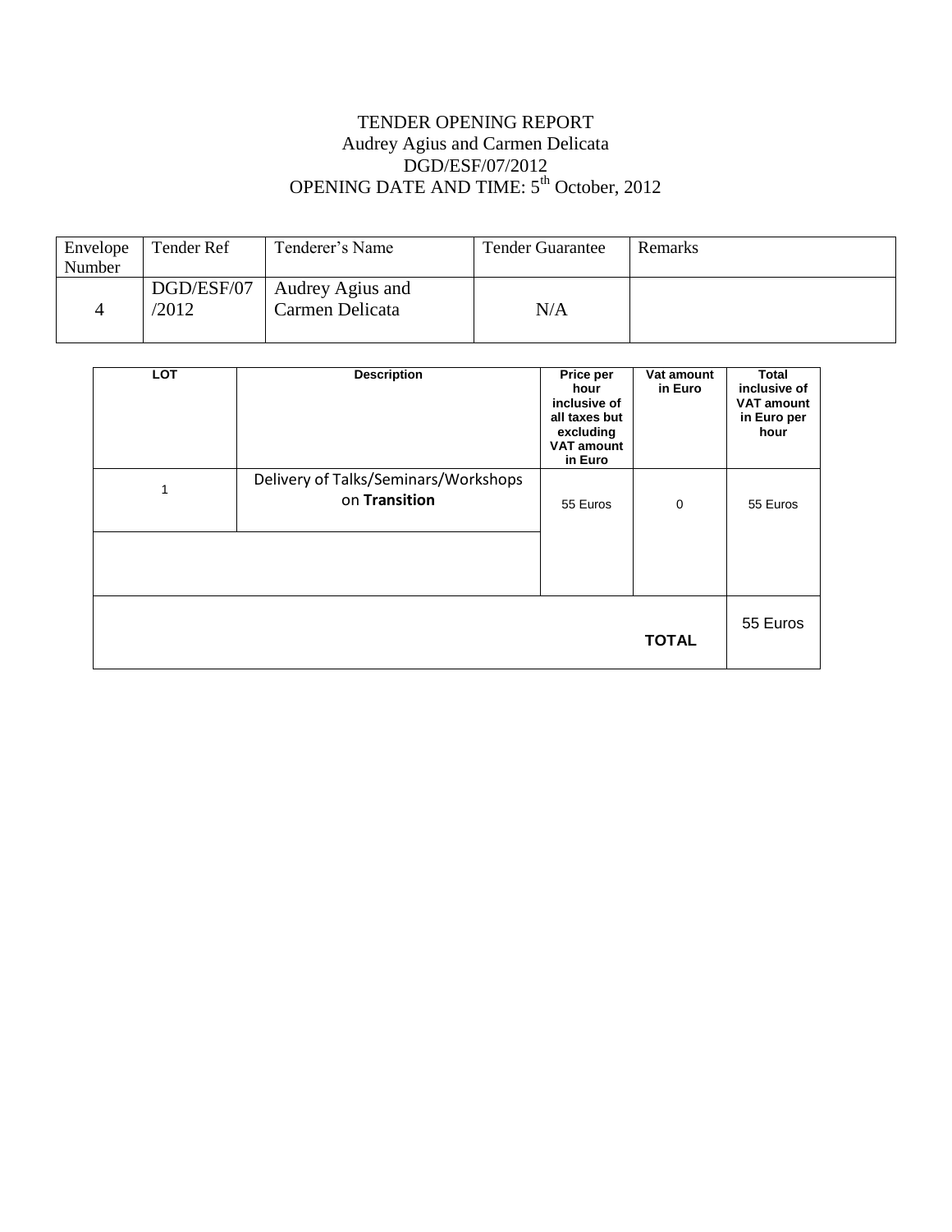TENDER OPENING REPORT
Audrey Agius and Carmen Delicata
DGD/ESF/07/2012
OPENING DATE AND TIME: 5th October, 2012

| Envelope Number | Tender Ref | Tenderer's Name | Tender Guarantee | Remarks |
| --- | --- | --- | --- | --- |
| 4 | DGD/ESF/07/2012 | Audrey Agius and Carmen Delicata | N/A | |

| LOT | Description | Price per hour inclusive of all taxes but excluding VAT amount in Euro | Vat amount in Euro | Total inclusive of VAT amount in Euro per hour |
| --- | --- | --- | --- | --- |
| 1 | Delivery of Talks/Seminars/Workshops on **Transition** | 55 Euros | 0 | 55 Euros |
| | | | | |
| | | | **TOTAL** | 55 Euros |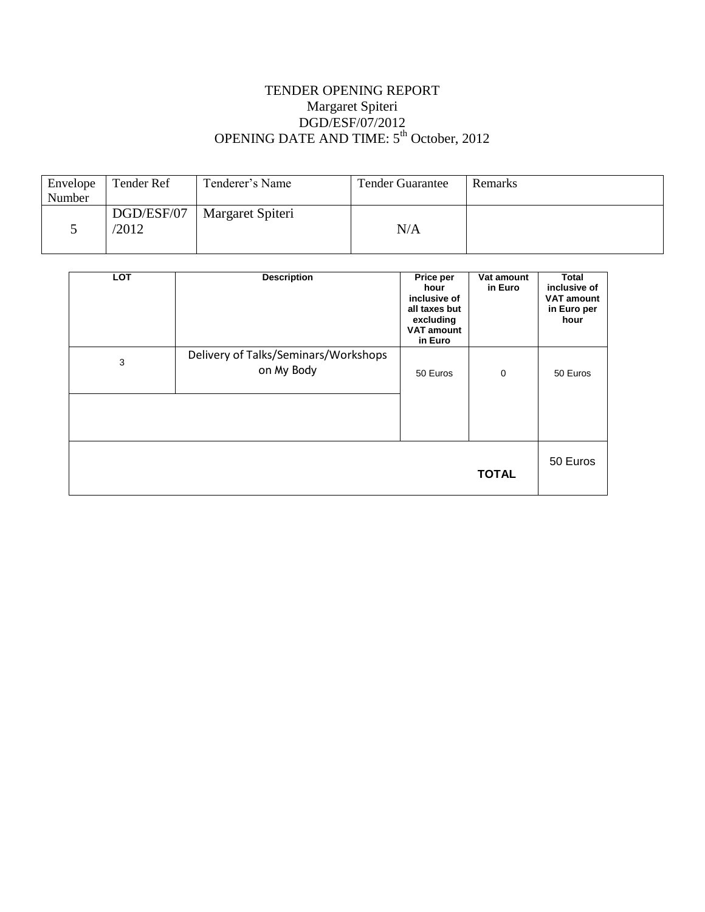# TENDER OPENING REPORT

Margaret Spiteri

DGD/ESF/07/2012

OPENING DATE AND TIME: 5th October, 2012

| Envelope Number | Tender Ref | Tenderer's Name | Tender Guarantee | Remarks |
|---|---|---|---|---|
| 5 | DGD/ESF/07 /2012 | Margaret Spiteri | N/A | |

| LOT | Description | Price per hour inclusive of all taxes but excluding VAT amount in Euro | Vat amount in Euro | Total inclusive of VAT amount in Euro per hour |
|---|---|---|---|---|
| 3 | Delivery of Talks/Seminars/Workshops on My Body | 50 Euros | 0 | 50 Euros |
| | | | | |
| | | | **TOTAL** | 50 Euros |